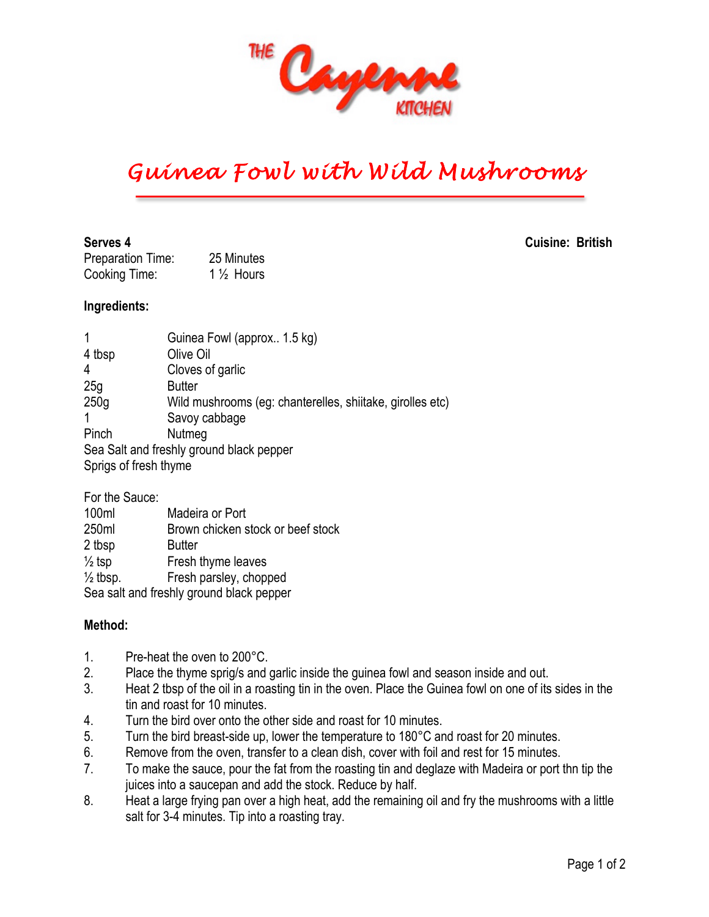# THE Cayenne KITCHEN

## Guinea Fowl with Wild Mushrooms

**Serves 4** **Cuisine: British**

Preparation Time: 25 Minutes
Cooking Time: 1 ½ Hours

**Ingredients:**

| | |
|---|---|
| 1 | Guinea Fowl (approx.. 1.5 kg) |
| 4 tbsp | Olive Oil |
| 4 | Cloves of garlic |
| 25g | Butter |
| 250g | Wild mushrooms (eg: chanterelles, shiitake, girolles etc) |
| 1 | Savoy cabbage |
| Pinch | Nutmeg |

Sea Salt and freshly ground black pepper
Sprigs of fresh thyme

For the Sauce:

| | |
|---|---|
| 100ml | Madeira or Port |
| 250ml | Brown chicken stock or beef stock |
| 2 tbsp | Butter |
| ½ tsp | Fresh thyme leaves |
| ½ tbsp. | Fresh parsley, chopped |

Sea salt and freshly ground black pepper

**Method:**

1. Pre-heat the oven to 200°C.
2. Place the thyme sprig/s and garlic inside the guinea fowl and season inside and out.
3. Heat 2 tbsp of the oil in a roasting tin in the oven. Place the Guinea fowl on one of its sides in the tin and roast for 10 minutes.
4. Turn the bird over onto the other side and roast for 10 minutes.
5. Turn the bird breast-side up, lower the temperature to 180°C and roast for 20 minutes.
6. Remove from the oven, transfer to a clean dish, cover with foil and rest for 15 minutes.
7. To make the sauce, pour the fat from the roasting tin and deglaze with Madeira or port thn tip the juices into a saucepan and add the stock. Reduce by half.
8. Heat a large frying pan over a high heat, add the remaining oil and fry the mushrooms with a little salt for 3-4 minutes. Tip into a roasting tray.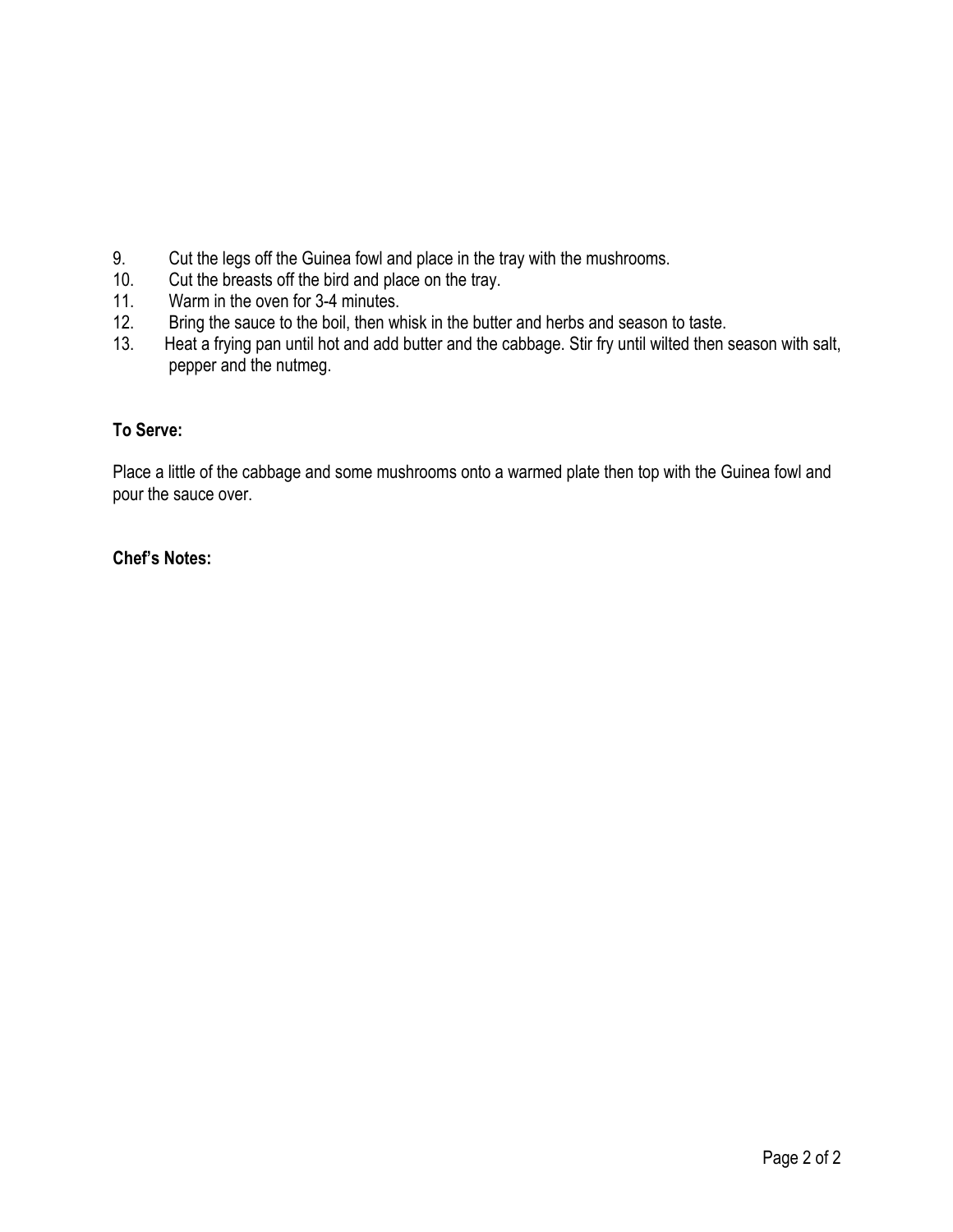9. Cut the legs off the Guinea fowl and place in the tray with the mushrooms.
10. Cut the breasts off the bird and place on the tray.
11. Warm in the oven for 3-4 minutes.
12. Bring the sauce to the boil, then whisk in the butter and herbs and season to taste.
13. Heat a frying pan until hot and add butter and the cabbage. Stir fry until wilted then season with salt, pepper and the nutmeg.

**To Serve:**

Place a little of the cabbage and some mushrooms onto a warmed plate then top with the Guinea fowl and pour the sauce over.

**Chef's Notes:**